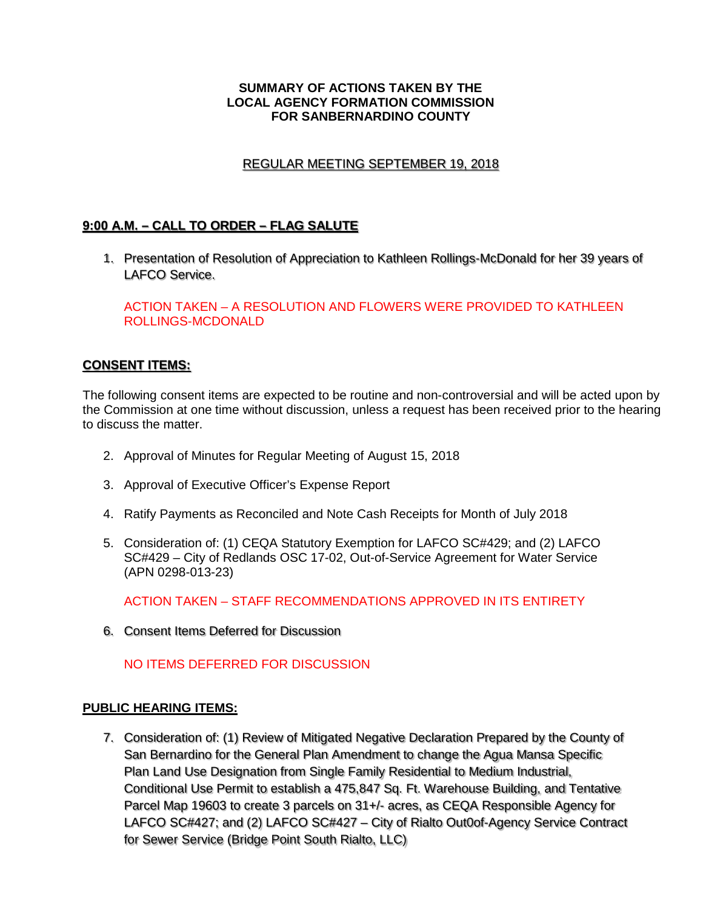**SUMMARY OF ACTIONS TAKEN BY THE**
**LOCAL AGENCY FORMATION COMMISSION**
**FOR SANBERNARDINO COUNTY**

REGULAR MEETING SEPTEMBER 19, 2018

## 9:00 A.M. – CALL TO ORDER – FLAG SALUTE

1. Presentation of Resolution of Appreciation to Kathleen Rollings-McDonald for her 39 years of LAFCO Service.

   ACTION TAKEN – A RESOLUTION AND FLOWERS WERE PROVIDED TO KATHLEEN ROLLINGS-MCDONALD

## CONSENT ITEMS:

The following consent items are expected to be routine and non-controversial and will be acted upon by the Commission at one time without discussion, unless a request has been received prior to the hearing to discuss the matter.

2. Approval of Minutes for Regular Meeting of August 15, 2018

3. Approval of Executive Officer's Expense Report

4. Ratify Payments as Reconciled and Note Cash Receipts for Month of July 2018

5. Consideration of: (1) CEQA Statutory Exemption for LAFCO SC#429; and (2) LAFCO SC#429 – City of Redlands OSC 17-02, Out-of-Service Agreement for Water Service (APN 0298-013-23)

   ACTION TAKEN – STAFF RECOMMENDATIONS APPROVED IN ITS ENTIRETY

6. Consent Items Deferred for Discussion

   NO ITEMS DEFERRED FOR DISCUSSION

## PUBLIC HEARING ITEMS:

7. Consideration of: (1) Review of Mitigated Negative Declaration Prepared by the County of San Bernardino for the General Plan Amendment to change the Agua Mansa Specific Plan Land Use Designation from Single Family Residential to Medium Industrial, Conditional Use Permit to establish a 475,847 Sq. Ft. Warehouse Building, and Tentative Parcel Map 19603 to create 3 parcels on 31+/- acres, as CEQA Responsible Agency for LAFCO SC#427; and (2) LAFCO SC#427 – City of Rialto Out0of-Agency Service Contract for Sewer Service (Bridge Point South Rialto, LLC)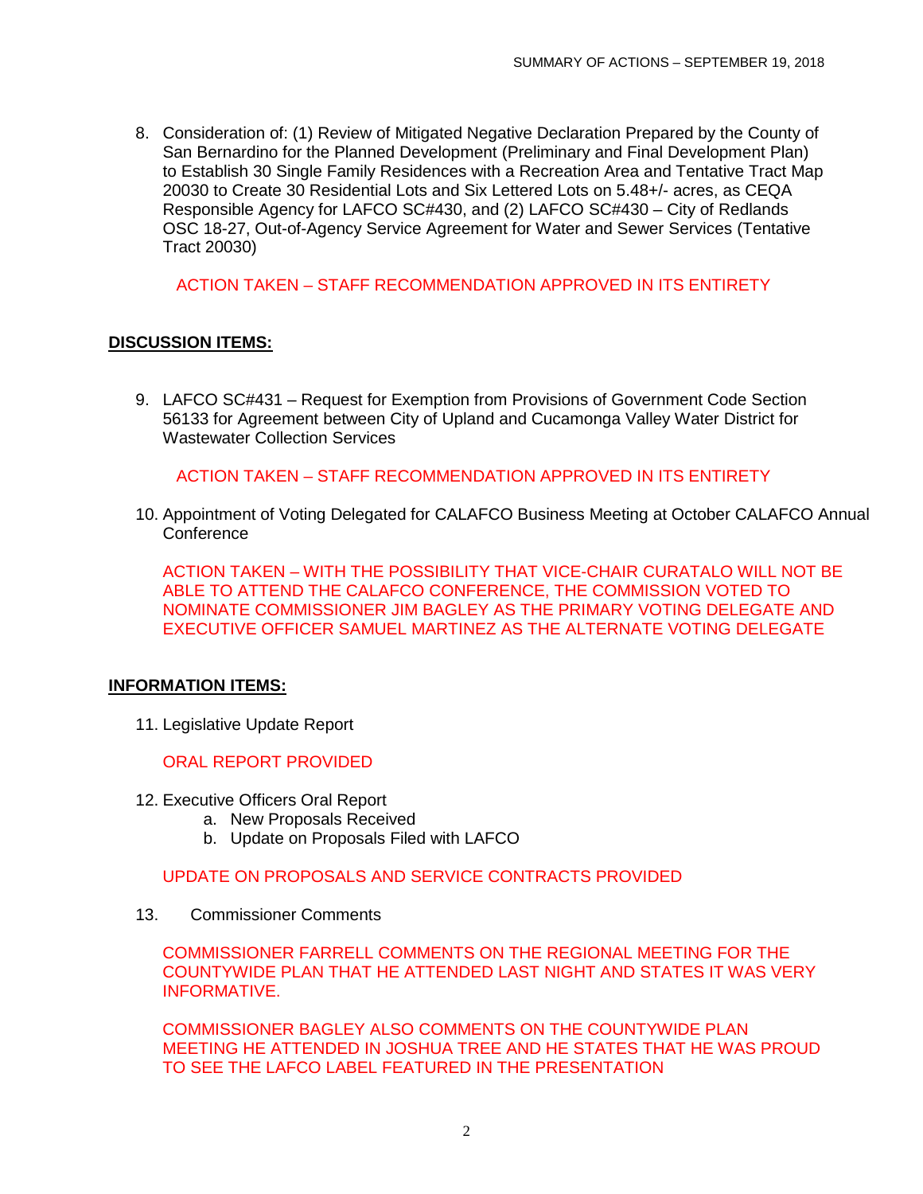8. Consideration of: (1) Review of Mitigated Negative Declaration Prepared by the County of San Bernardino for the Planned Development (Preliminary and Final Development Plan) to Establish 30 Single Family Residences with a Recreation Area and Tentative Tract Map 20030 to Create 30 Residential Lots and Six Lettered Lots on 5.48+/- acres, as CEQA Responsible Agency for LAFCO SC#430, and (2) LAFCO SC#430 – City of Redlands OSC 18-27, Out-of-Agency Service Agreement for Water and Sewer Services (Tentative Tract 20030)

   ACTION TAKEN – STAFF RECOMMENDATION APPROVED IN ITS ENTIRETY

## DISCUSSION ITEMS:

9. LAFCO SC#431 – Request for Exemption from Provisions of Government Code Section 56133 for Agreement between City of Upland and Cucamonga Valley Water District for Wastewater Collection Services

   ACTION TAKEN – STAFF RECOMMENDATION APPROVED IN ITS ENTIRETY

10. Appointment of Voting Delegated for CALAFCO Business Meeting at October CALAFCO Annual Conference

    ACTION TAKEN – WITH THE POSSIBILITY THAT VICE-CHAIR CURATALO WILL NOT BE ABLE TO ATTEND THE CALAFCO CONFERENCE, THE COMMISSION VOTED TO NOMINATE COMMISSIONER JIM BAGLEY AS THE PRIMARY VOTING DELEGATE AND EXECUTIVE OFFICER SAMUEL MARTINEZ AS THE ALTERNATE VOTING DELEGATE

## INFORMATION ITEMS:

11. Legislative Update Report

    ORAL REPORT PROVIDED

12. Executive Officers Oral Report
    a. New Proposals Received
    b. Update on Proposals Filed with LAFCO

    UPDATE ON PROPOSALS AND SERVICE CONTRACTS PROVIDED

13. Commissioner Comments

    COMMISSIONER FARRELL COMMENTS ON THE REGIONAL MEETING FOR THE COUNTYWIDE PLAN THAT HE ATTENDED LAST NIGHT AND STATES IT WAS VERY INFORMATIVE.

    COMMISSIONER BAGLEY ALSO COMMENTS ON THE COUNTYWIDE PLAN MEETING HE ATTENDED IN JOSHUA TREE AND HE STATES THAT HE WAS PROUD TO SEE THE LAFCO LABEL FEATURED IN THE PRESENTATION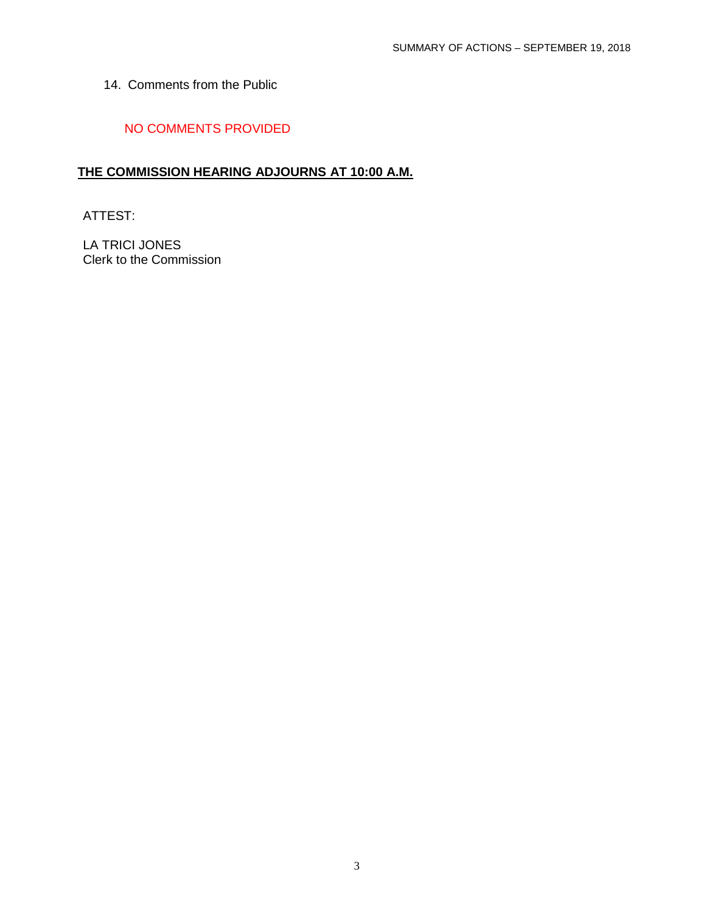14. Comments from the Public

NO COMMENTS PROVIDED

**THE COMMISSION HEARING ADJOURNS AT 10:00 A.M.**

ATTEST:

LA TRICI JONES
Clerk to the Commission